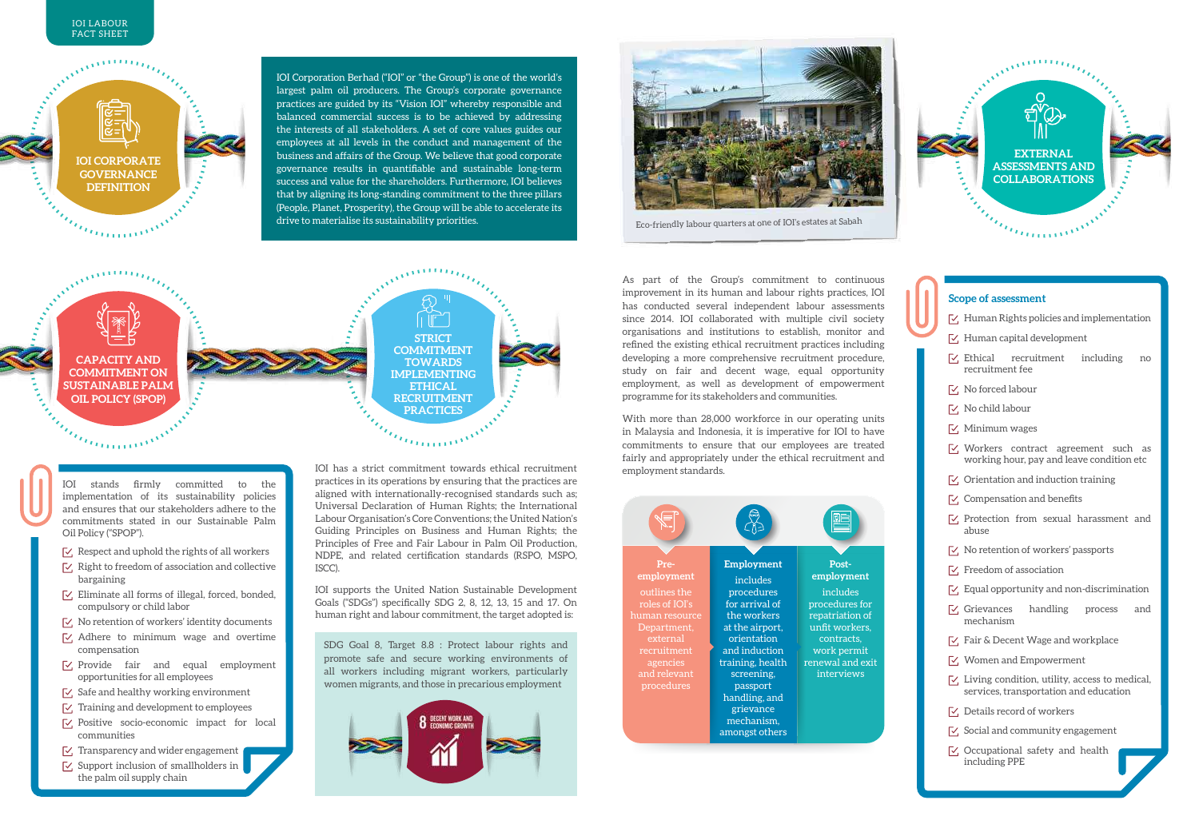IOI LABOUR FACT SHEET

## IOI CORPORATE GOVERNANCE DEFINITION

IOI Corporation Berhad ("IOI" or "the Group") is one of the world's largest palm oil producers. The Group's corporate governance practices are guided by its "Vision IOI" whereby responsible and balanced commercial success is to be achieved by addressing the interests of all stakeholders. A set of core values guides our employees at all levels in the conduct and management of the business and affairs of the Group. We believe that good corporate governance results in quantifiable and sustainable long-term success and value for the shareholders. Furthermore, IOI believes that by aligning its long-standing commitment to the three pillars (People, Planet, Prosperity), the Group will be able to accelerate its drive to materialise its sustainability priorities.

## CAPACITY AND COMMITMENT ON SUSTAINABLE PALM OIL POLICY (SPOP)

IOI stands firmly committed to the implementation of its sustainability policies and ensures that our stakeholders adhere to the commitments stated in our Sustainable Palm Oil Policy ("SPOP").

- Respect and uphold the rights of all workers
- Right to freedom of association and collective bargaining
- Eliminate all forms of illegal, forced, bonded, compulsory or child labor
- No retention of workers' identity documents
- Adhere to minimum wage and overtime compensation
- Provide fair and equal employment opportunities for all employees
- Safe and healthy working environment
- Training and development to employees
- Positive socio-economic impact for local communities
- Transparency and wider engagement
- Support inclusion of smallholders in the palm oil supply chain

## STRICT COMMITMENT TOWARDS IMPLEMENTING ETHICAL RECRUITMENT PRACTICES

IOI has a strict commitment towards ethical recruitment practices in its operations by ensuring that the practices are aligned with internationally-recognised standards such as; Universal Declaration of Human Rights; the International Labour Organisation's Core Conventions; the United Nation's Guiding Principles on Business and Human Rights; the Principles of Free and Fair Labour in Palm Oil Production, NDPE, and related certification standards (RSPO, MSPO, ISCC).

IOI supports the United Nation Sustainable Development Goals ("SDGs") specifically SDG 2, 8, 12, 13, 15 and 17. On human right and labour commitment, the target adopted is:

SDG Goal 8, Target 8.8 : Protect labour rights and promote safe and secure working environments of all workers including migrant workers, particularly women migrants, and those in precarious employment

8 DECENT WORK AND ECONOMIC GROWTH

Eco-friendly labour quarters at one of IOI's estates at Sabah

## EXTERNAL ASSESSMENTS AND COLLABORATIONS

As part of the Group's commitment to continuous improvement in its human and labour rights practices, IOI has conducted several independent labour assessments since 2014. IOI collaborated with multiple civil society organisations and institutions to establish, monitor and refined the existing ethical recruitment practices including developing a more comprehensive recruitment procedure, study on fair and decent wage, equal opportunity employment, as well as development of empowerment programme for its stakeholders and communities.

With more than 28,000 workforce in our operating units in Malaysia and Indonesia, it is imperative for IOI to have commitments to ensure that our employees are treated fairly and appropriately under the ethical recruitment and employment standards.

| Pre-employment | Employment | Post-employment |
| --- | --- | --- |
| outlines the roles of IOI's human resource Department, external recruitment agencies and relevant procedures | includes procedures for arrival of the workers at the airport, orientation and induction training, health screening, passport handling, and grievance mechanism, amongst others | includes procedures for repatriation of unfit workers, contracts, work permit renewal and exit interviews |

### Scope of assessment

- Human Rights policies and implementation
- Human capital development
- Ethical recruitment including no recruitment fee
- No forced labour
- No child labour
- Minimum wages
- Workers contract agreement such as working hour, pay and leave condition etc
- Orientation and induction training
- Compensation and benefits
- Protection from sexual harassment and abuse
- No retention of workers' passports
- Freedom of association
- Equal opportunity and non-discrimination
- Grievances handling process and mechanism
- Fair & Decent Wage and workplace
- Women and Empowerment
- Living condition, utility, access to medical, services, transportation and education
- Details record of workers
- Social and community engagement
- Occupational safety and health including PPE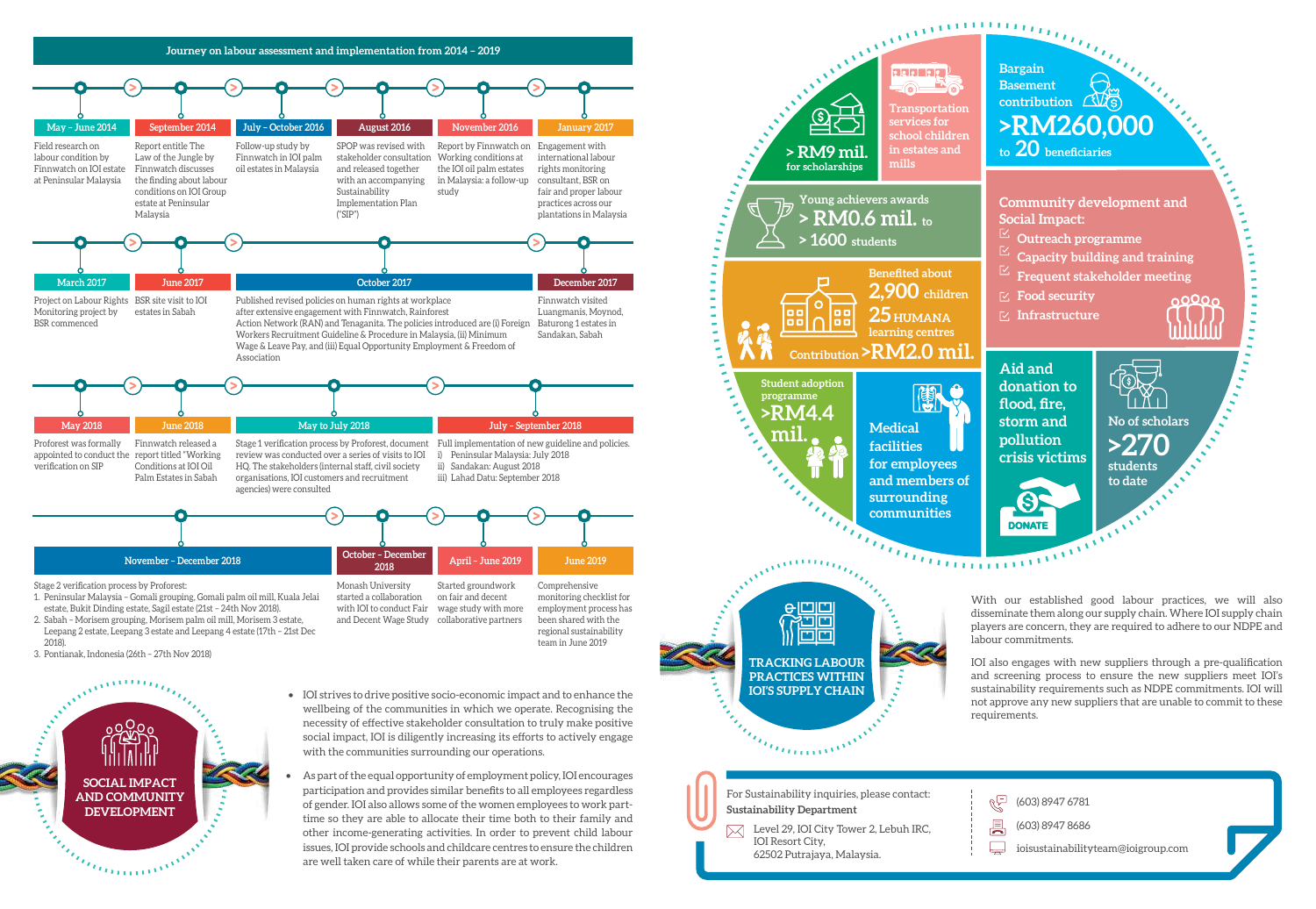## Journey on labour assessment and implementation from 2014 – 2019

**May – June 2014**
Field research on labour condition by Finnwatch on IOI estate at Peninsular Malaysia

**September 2014**
Report entitle The Law of the Jungle by Finnwatch discusses the finding about labour conditions on IOI Group estate at Peninsular Malaysia

**July – October 2016**
Follow-up study by Finnwatch in IOI palm oil estates in Malaysia

**August 2016**
SPOP was revised with stakeholder consultation and released together with an accompanying Sustainability Implementation Plan ("SIP")

**November 2016**
Report by Finnwatch on Working conditions at the IOI oil palm estates in Malaysia: a follow-up study

**January 2017**
Engagement with international labour rights monitoring consultant, BSR on fair and proper labour practices across our plantations in Malaysia

**March 2017**
Project on Labour Rights Monitoring project by BSR commenced

**June 2017**
BSR site visit to IOI estates in Sabah

**October 2017**
Published revised policies on human rights at workplace after extensive engagement with Finnwatch, Rainforest Action Network (RAN) and Tenaganita. The policies introduced are (i) Foreign Workers Recruitment Guideline & Procedure in Malaysia, (ii) Minimum Wage & Leave Pay, and (iii) Equal Opportunity Employment & Freedom of Association

**December 2017**
Finnwatch visited Luangmanis, Moynod, Baturong 1 estates in Sandakan, Sabah

**May 2018**
Proforest was formally appointed to conduct the verification on SIP

**June 2018**
Finnwatch released a report titled "Working Conditions at IOI Oil Palm Estates in Sabah

**May to July 2018**
Stage 1 verification process by Proforest, document review was conducted over a series of visits to IOI HQ. The stakeholders (internal staff, civil society organisations, IOI customers and recruitment agencies) were consulted

**July – September 2018**
Full implementation of new guideline and policies.
i) Peninsular Malaysia: July 2018
ii) Sandakan: August 2018
iii) Lahad Datu: September 2018

**November – December 2018**
Stage 2 verification process by Proforest:
1. Peninsular Malaysia – Gomali grouping, Gomali palm oil mill, Kuala Jelai estate, Bukit Dinding estate, Sagil estate (21st – 24th Nov 2018).
2. Sabah – Morisem grouping, Morisem palm oil mill, Morisem 3 estate, Leepang 2 estate, Leepang 3 estate and Leepang 4 estate (17th – 21st Dec 2018).
3. Pontianak, Indonesia (26th – 27th Nov 2018)

**October – December 2018**
Monash University started a collaboration with IOI to conduct Fair and Decent Wage Study

**April – June 2019**
Started groundwork on fair and decent wage study with more collaborative partners

**June 2019**
Comprehensive monitoring checklist for employment process has been shared with the regional sustainability team in June 2019

## SOCIAL IMPACT AND COMMUNITY DEVELOPMENT

- IOI strives to drive positive socio-economic impact and to enhance the wellbeing of the communities in which we operate. Recognising the necessity of effective stakeholder consultation to truly make positive social impact, IOI is diligently increasing its efforts to actively engage with the communities surrounding our operations.
- As part of the equal opportunity of employment policy, IOI encourages participation and provides similar benefits to all employees regardless of gender. IOI also allows some of the women employees to work part-time so they are able to allocate their time both to their family and other income-generating activities. In order to prevent child labour issues, IOI provide schools and childcare centres to ensure the children are well taken care of while their parents are at work.

> RM9 mil. for scholarships

Transportation services for school children in estates and mills

Bargain Basement contribution >RM260,000 to 20 beneficiaries

Young achievers awards > RM0.6 mil. to > 1600 students

Community development and Social Impact:
- Outreach programme
- Capacity building and training
- Frequent stakeholder meeting
- Food security
- Infrastructure

Benefited about 2,900 children
25 HUMANA learning centres
Contribution >RM2.0 mil.

Student adoption programme >RM4.4 mil.

Medical facilities for employees and members of surrounding communities

Aid and donation to flood, fire, storm and pollution crisis victims

DONATE

No of scholars >270 students to date

## TRACKING LABOUR PRACTICES WITHIN IOI'S SUPPLY CHAIN

With our established good labour practices, we will also disseminate them along our supply chain. Where IOI supply chain players are concern, they are required to adhere to our NDPE and labour commitments.

IOI also engages with new suppliers through a pre-qualification and screening process to ensure the new suppliers meet IOI's sustainability requirements such as NDPE commitments. IOI will not approve any new suppliers that are unable to commit to these requirements.

For Sustainability inquiries, please contact:
**Sustainability Department**
Level 29, IOI City Tower 2, Lebuh IRC,
IOI Resort City,
62502 Putrajaya, Malaysia.

(603) 8947 6781
(603) 8947 8686
ioisustainabilityteam@ioigroup.com